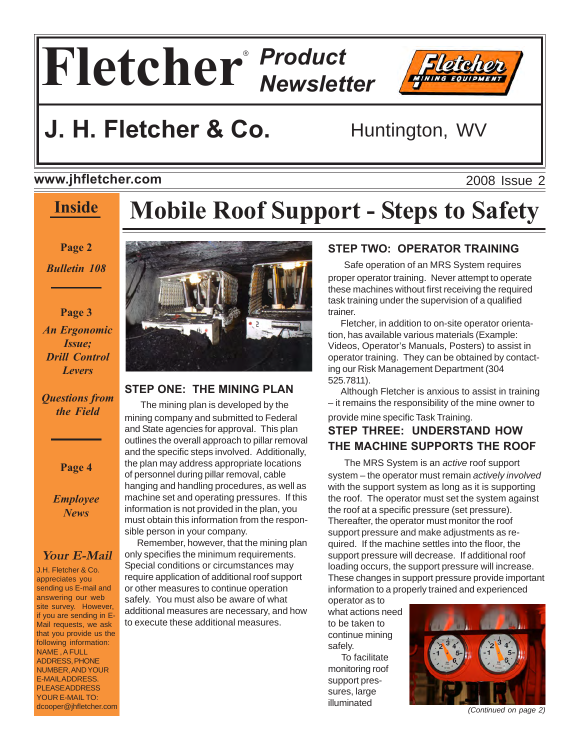# Fletcher® Product Newsletter

## J. H. Fletcher & Co. Huntington, WV

www.jhfletcher.com 2008 Issue 2

**Inside**

**Page 2**

*Bulletin 108*

**Page 3**

*An Ergonomic Issue; Drill Control Levers*

*Questions from the Field*

**Page 4**

*Employee News*

*Your E-Mail*

J.H. Fletcher & Co. appreciates you sending us E-mail and answering our web site survey. However, if you are sending in E-Mail requests, we ask that you provide us the following information: NAME , A FULL ADDRESS, PHONE NUMBER, AND YOUR E-MAIL ADDRESS. PLEASE ADDRESS YOUR E-MAIL TO: dcooper@jhfletcher.com

# Mobile Roof Support - Steps to Safety

### STEP ONE: THE MINING PLAN

The mining plan is developed by the mining company and submitted to Federal and State agencies for approval. This plan outlines the overall approach to pillar removal and the specific steps involved. Additionally, the plan may address appropriate locations of personnel during pillar removal, cable hanging and handling procedures, as well as machine set and operating pressures. If this information is not provided in the plan, you must obtain this information from the responsible person in your company.

Remember, however, that the mining plan only specifies the minimum requirements. Special conditions or circumstances may require application of additional roof support or other measures to continue operation safely. You must also be aware of what additional measures are necessary, and how to execute these additional measures.

### STEP TWO: OPERATOR TRAINING

Safe operation of an MRS System requires proper operator training. Never attempt to operate these machines without first receiving the required task training under the supervision of a qualified trainer.

Fletcher, in addition to on-site operator orientation, has available various materials (Example: Videos, Operator's Manuals, Posters) to assist in operator training. They can be obtained by contacting our Risk Management Department (304 525.7811).

Although Fletcher is anxious to assist in training – it remains the responsibility of the mine owner to provide mine specific Task Training.

### STEP THREE: UNDERSTAND HOW THE MACHINE SUPPORTS THE ROOF

The MRS System is an *active* roof support system – the operator must remain *actively involved* with the support system as long as it is supporting the roof. The operator must set the system against the roof at a specific pressure (set pressure). Thereafter, the operator must monitor the roof support pressure and make adjustments as required. If the machine settles into the floor, the support pressure will decrease. If additional roof loading occurs, the support pressure will increase. These changes in support pressure provide important information to a properly trained and experienced operator as to what actions need to be taken to continue mining safely.

To facilitate monitoring roof support pressures, large illuminated

*(Continued on page 2)*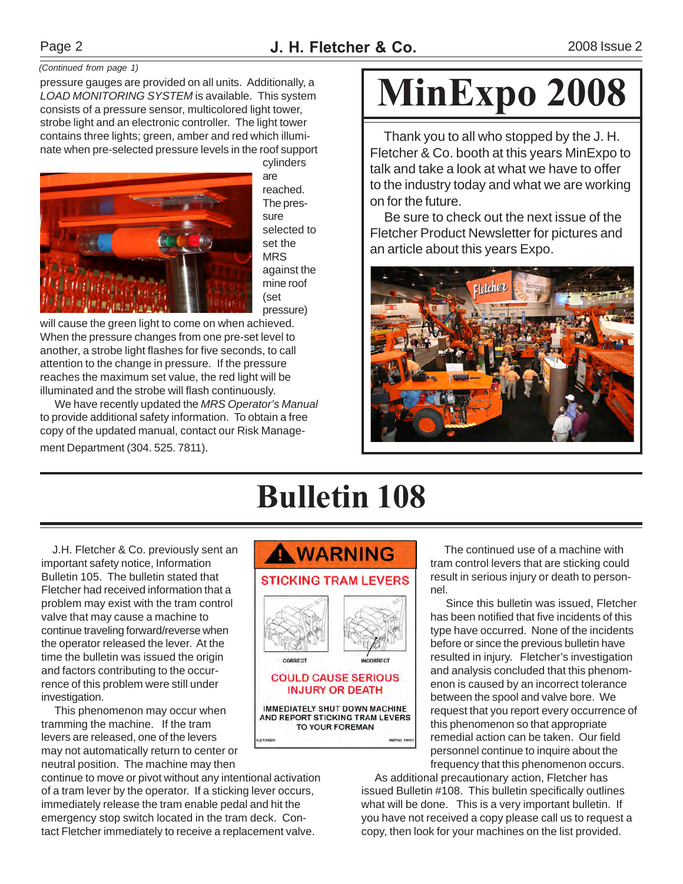*(Continued from page 1)*

pressure gauges are provided on all units. Additionally, a *LOAD MONITORING SYSTEM* is available. This system consists of a pressure sensor, multicolored light tower, strobe light and an electronic controller. The light tower contains three lights; green, amber and red which illuminate when pre-selected pressure levels in the roof support cylinders are reached. The pressure selected to set the MRS against the mine roof (set pressure) will cause the green light to come on when achieved. When the pressure changes from one pre-set level to another, a strobe light flashes for five seconds, to call attention to the change in pressure. If the pressure reaches the maximum set value, the red light will be illuminated and the strobe will flash continuously.

We have recently updated the *MRS Operator's Manual* to provide additional safety information. To obtain a free copy of the updated manual, contact our Risk Management Department (304. 525. 7811).

# MinExpo 2008

Thank you to all who stopped by the J. H. Fletcher & Co. booth at this years MinExpo to talk and take a look at what we have to offer to the industry today and what we are working on for the future.

Be sure to check out the next issue of the Fletcher Product Newsletter for pictures and an article about this years Expo.

# Bulletin 108

J.H. Fletcher & Co. previously sent an important safety notice, Information Bulletin 105. The bulletin stated that Fletcher had received information that a problem may exist with the tram control valve that may cause a machine to continue traveling forward/reverse when the operator released the lever. At the time the bulletin was issued the origin and factors contributing to the occurrence of this problem were still under investigation.

This phenomenon may occur when tramming the machine. If the tram levers are released, one of the levers may not automatically return to center or neutral position. The machine may then continue to move or pivot without any intentional activation of a tram lever by the operator. If a sticking lever occurs, immediately release the tram enable pedal and hit the emergency stop switch located in the tram deck. Contact Fletcher immediately to receive a replacement valve.

**WARNING**

**STICKING TRAM LEVERS**

CORRECT INCORRECT

**COULD CAUSE SERIOUS INJURY OR DEATH**

IMMEDIATELY SHUT DOWN MACHINE AND REPORT STICKING TRAM LEVERS TO YOUR FOREMAN

The continued use of a machine with tram control levers that are sticking could result in serious injury or death to personnel.

Since this bulletin was issued, Fletcher has been notified that five incidents of this type have occurred. None of the incidents before or since the previous bulletin have resulted in injury. Fletcher's investigation and analysis concluded that this phenomenon is caused by an incorrect tolerance between the spool and valve bore. We request that you report every occurrence of this phenomenon so that appropriate remedial action can be taken. Our field personnel continue to inquire about the frequency that this phenomenon occurs.

As additional precautionary action, Fletcher has issued Bulletin #108. This bulletin specifically outlines what will be done. This is a very important bulletin. If you have not received a copy please call us to request a copy, then look for your machines on the list provided.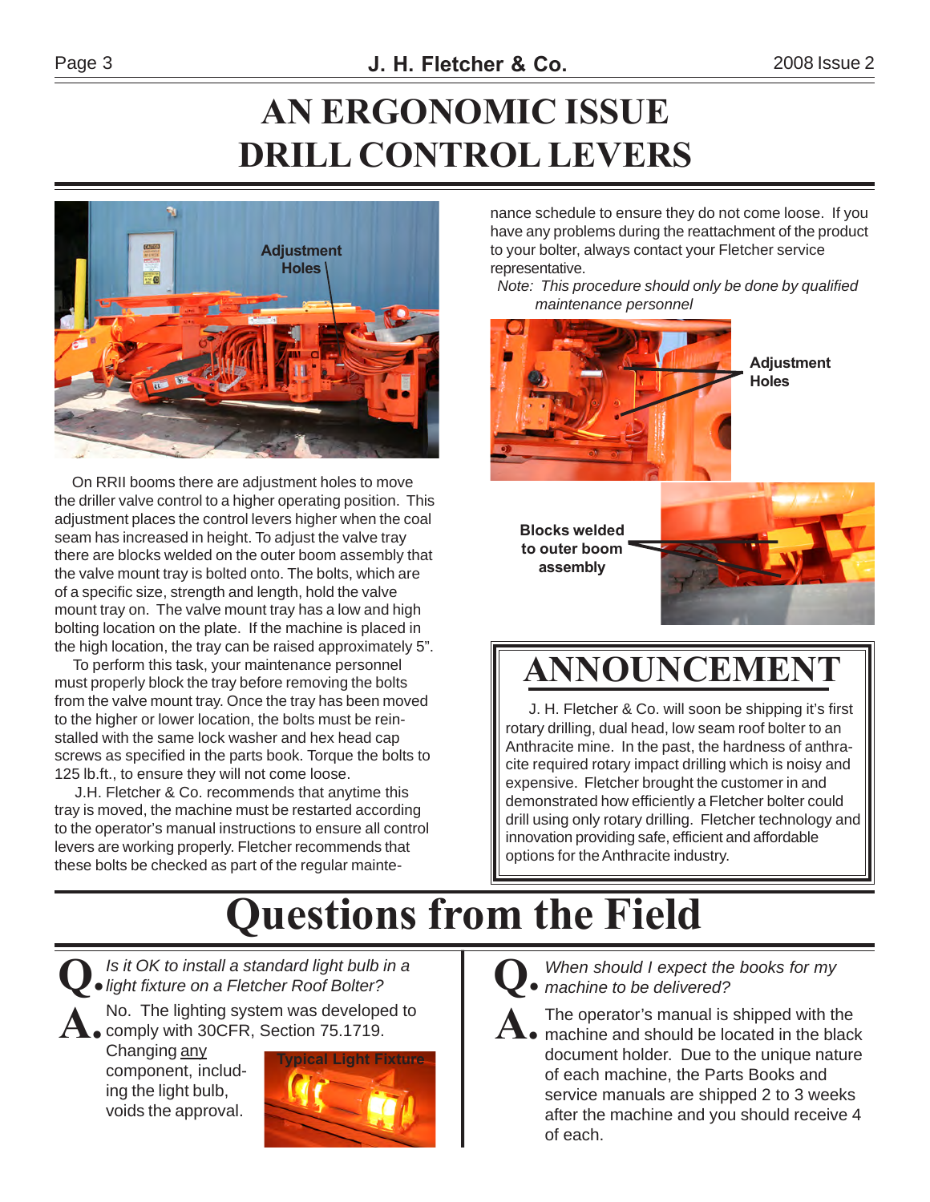# AN ERGONOMIC ISSUE DRILL CONTROL LEVERS

Adjustment Holes

On RRII booms there are adjustment holes to move the driller valve control to a higher operating position. This adjustment places the control levers higher when the coal seam has increased in height. To adjust the valve tray there are blocks welded on the outer boom assembly that the valve mount tray is bolted onto. The bolts, which are of a specific size, strength and length, hold the valve mount tray on. The valve mount tray has a low and high bolting location on the plate. If the machine is placed in the high location, the tray can be raised approximately 5".

To perform this task, your maintenance personnel must properly block the tray before removing the bolts from the valve mount tray. Once the tray has been moved to the higher or lower location, the bolts must be reinstalled with the same lock washer and hex head cap screws as specified in the parts book. Torque the bolts to 125 lb.ft., to ensure they will not come loose.

J.H. Fletcher & Co. recommends that anytime this tray is moved, the machine must be restarted according to the operator's manual instructions to ensure all control levers are working properly. Fletcher recommends that these bolts be checked as part of the regular maintenance schedule to ensure they do not come loose. If you have any problems during the reattachment of the product to your bolter, always contact your Fletcher service representative.

*Note: This procedure should only be done by qualified maintenance personnel*

Adjustment Holes

Blocks welded to outer boom assembly

## ANNOUNCEMENT

J. H. Fletcher & Co. will soon be shipping it's first rotary drilling, dual head, low seam roof bolter to an Anthracite mine. In the past, the hardness of anthracite required rotary impact drilling which is noisy and expensive. Fletcher brought the customer in and demonstrated how efficiently a Fletcher bolter could drill using only rotary drilling. Fletcher technology and innovation providing safe, efficient and affordable options for the Anthracite industry.

# Questions from the Field

**Q.** *Is it OK to install a standard light bulb in a light fixture on a Fletcher Roof Bolter?*

**A.** No. The lighting system was developed to comply with 30CFR, Section 75.1719. Changing <u>any</u> component, including the light bulb, voids the approval.

Typical Light Fixture

**Q.** *When should I expect the books for my machine to be delivered?*

**A.** The operator's manual is shipped with the machine and should be located in the black document holder. Due to the unique nature of each machine, the Parts Books and service manuals are shipped 2 to 3 weeks after the machine and you should receive 4 of each.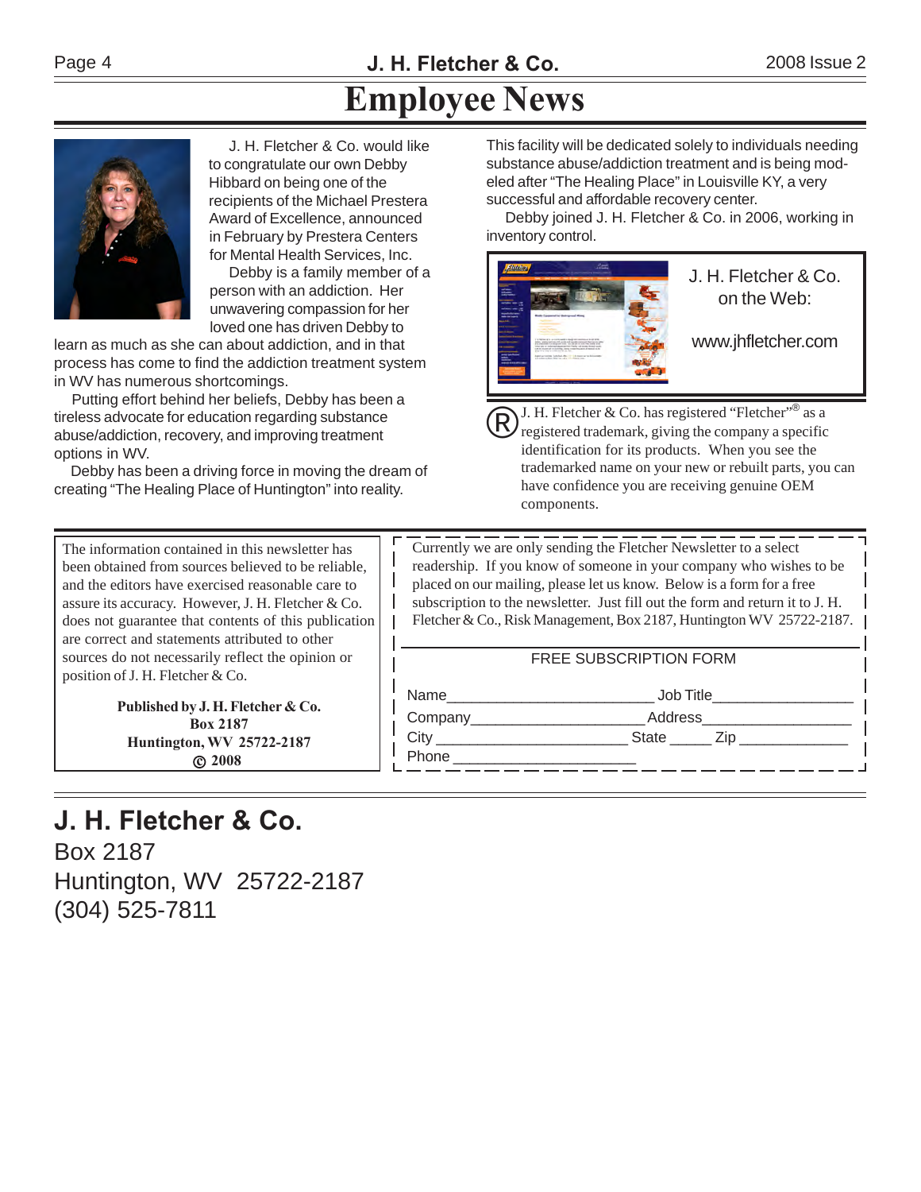# Employee News

J. H. Fletcher & Co. would like to congratulate our own Debby Hibbard on being one of the recipients of the Michael Prestera Award of Excellence, announced in February by Prestera Centers for Mental Health Services, Inc.

Debby is a family member of a person with an addiction. Her unwavering compassion for her loved one has driven Debby to learn as much as she can about addiction, and in that process has come to find the addiction treatment system in WV has numerous shortcomings.

Putting effort behind her beliefs, Debby has been a tireless advocate for education regarding substance abuse/addiction, recovery, and improving treatment options in WV.

Debby has been a driving force in moving the dream of creating "The Healing Place of Huntington" into reality. This facility will be dedicated solely to individuals needing substance abuse/addiction treatment and is being modeled after "The Healing Place" in Louisville KY, a very successful and affordable recovery center.

Debby joined J. H. Fletcher & Co. in 2006, working in inventory control.

J. H. Fletcher & Co. on the Web:

www.jhfletcher.com

Ⓡ J. H. Fletcher & Co. has registered "Fletcher"® as a registered trademark, giving the company a specific identification for its products. When you see the trademarked name on your new or rebuilt parts, you can have confidence you are receiving genuine OEM components.

The information contained in this newsletter has been obtained from sources believed to be reliable, and the editors have exercised reasonable care to assure its accuracy. However, J. H. Fletcher & Co. does not guarantee that contents of this publication are correct and statements attributed to other sources do not necessarily reflect the opinion or position of J. H. Fletcher & Co.

**Published by J. H. Fletcher & Co.**
**Box 2187**
**Huntington, WV 25722-2187**
**© 2008**

Currently we are only sending the Fletcher Newsletter to a select readership. If you know of someone in your company who wishes to be placed on our mailing, please let us know. Below is a form for a free subscription to the newsletter. Just fill out the form and return it to J. H. Fletcher & Co., Risk Management, Box 2187, Huntington WV 25722-2187.

FREE SUBSCRIPTION FORM

Name__________________________ Job Title_________________

Company_____________________ Address__________________

City _______________________ State _____ Zip _____________

Phone ______________________

**J. H. Fletcher & Co.**
Box 2187
Huntington, WV 25722-2187
(304) 525-7811